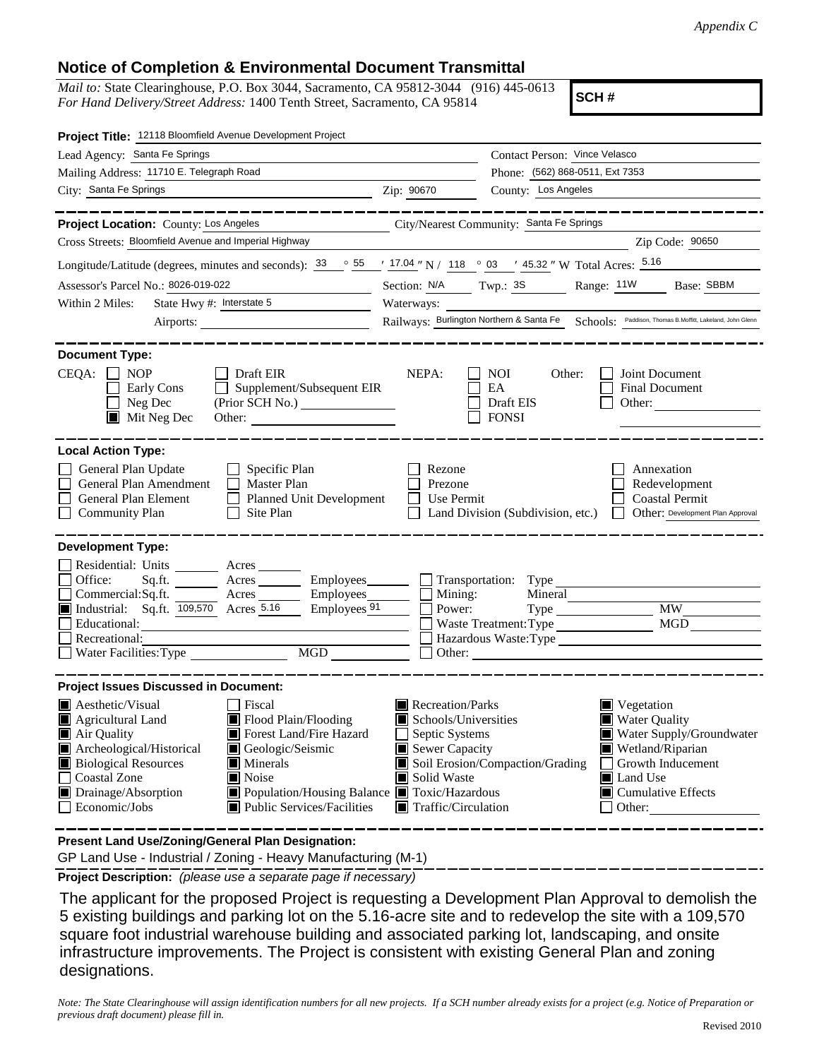*Appendix C*

## Notice of Completion & Environmental Document Transmittal

*Mail to:* State Clearinghouse, P.O. Box 3044, Sacramento, CA 95812-3044 (916) 445-0613
*For Hand Delivery/Street Address:* 1400 Tenth Street, Sacramento, CA 95814

**SCH #**

**Project Title:** 12118 Bloomfield Avenue Development Project

Lead Agency: Santa Fe Springs
Contact Person: Vince Velasco
Mailing Address: 11710 E. Telegraph Road
Phone: (562) 868-0511, Ext 7353
City: Santa Fe Springs
Zip: 90670
County: Los Angeles

---

**Project Location:** County: Los Angeles
City/Nearest Community: Santa Fe Springs
Cross Streets: Bloomfield Avenue and Imperial Highway
Zip Code: 90650
Longitude/Latitude (degrees, minutes and seconds): 33 ° 55 ′ 17.04 ″ N / 118 ° 03 ′ 45.32 ″ W Total Acres: 5.16
Assessor's Parcel No.: 8026-019-022
Section: N/A Twp.: 3S Range: 11W Base: SBBM
Within 2 Miles: State Hwy #: Interstate 5
Waterways:
Airports:
Railways: Burlington Northern & Santa Fe
Schools: Paddison, Thomas B.Moffitt, Lakeland, John Glenn

---

**Document Type:**

CEQA:
- [ ] NOP
- [ ] Early Cons
- [ ] Neg Dec
- [x] Mit Neg Dec
- [ ] Draft EIR
- [ ] Supplement/Subsequent EIR (Prior SCH No.)
- Other:

NEPA:
- [ ] NOI
- [ ] EA
- [ ] Draft EIS
- [ ] FONSI

Other:
- [ ] Joint Document
- [ ] Final Document
- [ ] Other:

---

**Local Action Type:**

- [ ] General Plan Update
- [ ] General Plan Amendment
- [ ] General Plan Element
- [ ] Community Plan
- [ ] Specific Plan
- [ ] Master Plan
- [ ] Planned Unit Development
- [ ] Site Plan
- [ ] Rezone
- [ ] Prezone
- [ ] Use Permit
- [ ] Land Division (Subdivision, etc.)
- [ ] Annexation
- [ ] Redevelopment
- [ ] Coastal Permit
- [ ] Other: Development Plan Approval

---

**Development Type:**

- [ ] Residential: Units Acres
- [ ] Office: Sq.ft. Acres Employees
- [ ] Commercial: Sq.ft. Acres Employees
- [x] Industrial: Sq.ft. 109,570 Acres 5.16 Employees 91
- [ ] Educational:
- [ ] Recreational:
- [ ] Water Facilities: Type MGD
- [ ] Transportation: Type
- [ ] Mining: Mineral
- [ ] Power: Type MW
- [ ] Waste Treatment: Type MGD
- [ ] Hazardous Waste: Type
- [ ] Other:

---

**Project Issues Discussed in Document:**

- [x] Aesthetic/Visual
- [x] Agricultural Land
- [x] Air Quality
- [x] Archeological/Historical
- [x] Biological Resources
- [ ] Coastal Zone
- [x] Drainage/Absorption
- [ ] Economic/Jobs
- [ ] Fiscal
- [x] Flood Plain/Flooding
- [x] Forest Land/Fire Hazard
- [x] Geologic/Seismic
- [x] Minerals
- [x] Noise
- [x] Population/Housing Balance
- [x] Public Services/Facilities
- [x] Recreation/Parks
- [x] Schools/Universities
- [ ] Septic Systems
- [x] Sewer Capacity
- [x] Soil Erosion/Compaction/Grading
- [x] Solid Waste
- [x] Toxic/Hazardous
- [x] Traffic/Circulation
- [x] Vegetation
- [x] Water Quality
- [x] Water Supply/Groundwater
- [x] Wetland/Riparian
- [ ] Growth Inducement
- [x] Land Use
- [x] Cumulative Effects
- [ ] Other:

---

**Present Land Use/Zoning/General Plan Designation:**

GP Land Use - Industrial / Zoning - Heavy Manufacturing (M-1)

**Project Description:** *(please use a separate page if necessary)*

The applicant for the proposed Project is requesting a Development Plan Approval to demolish the 5 existing buildings and parking lot on the 5.16-acre site and to redevelop the site with a 109,570 square foot industrial warehouse building and associated parking lot, landscaping, and onsite infrastructure improvements. The Project is consistent with existing General Plan and zoning designations.

*Note: The State Clearinghouse will assign identification numbers for all new projects. If a SCH number already exists for a project (e.g. Notice of Preparation or previous draft document) please fill in.*

Revised 2010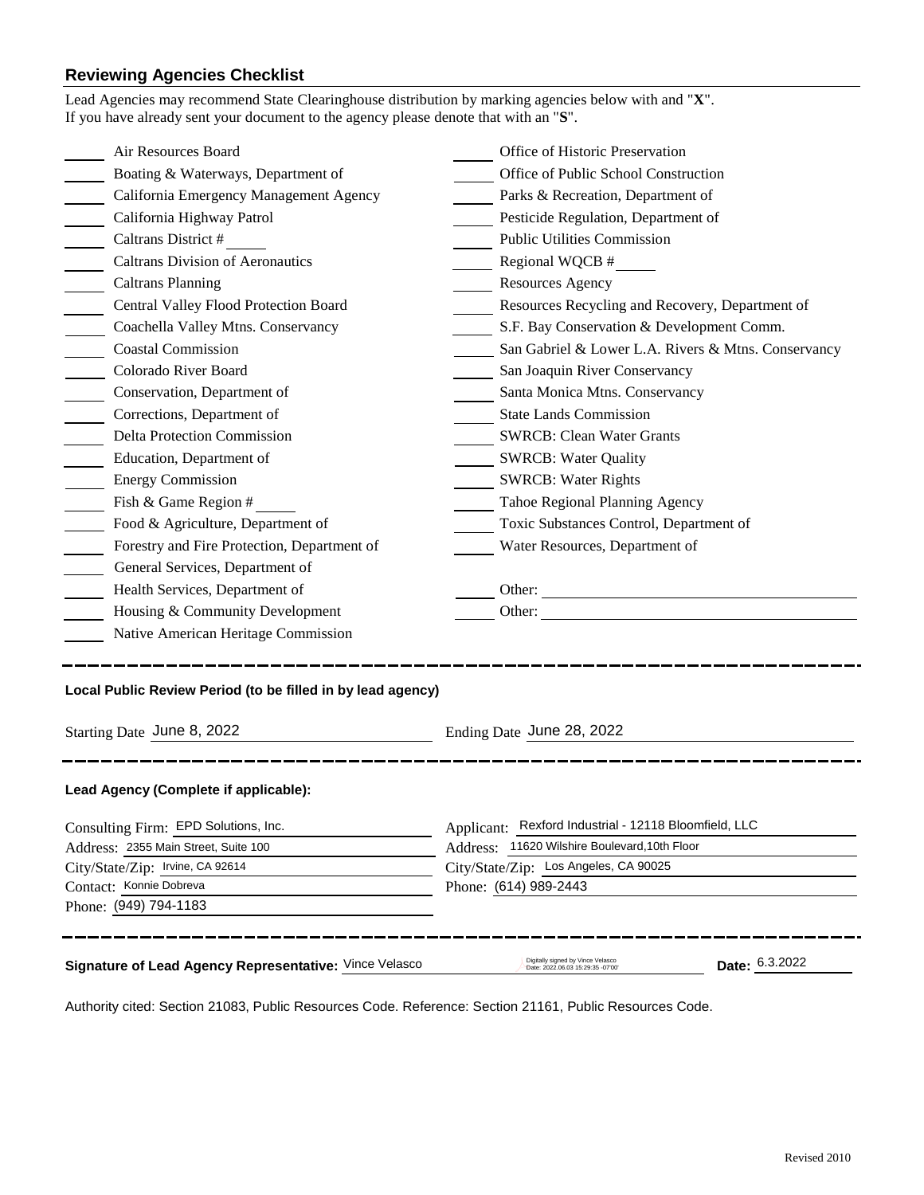## Reviewing Agencies Checklist

Lead Agencies may recommend State Clearinghouse distribution by marking agencies below with and "**X**".
If you have already sent your document to the agency please denote that with an "**S**".

| | | | |
|---|---|---|---|
| ____ | Air Resources Board | ____ | Office of Historic Preservation |
| ____ | Boating & Waterways, Department of | ____ | Office of Public School Construction |
| ____ | California Emergency Management Agency | ____ | Parks & Recreation, Department of |
| ____ | California Highway Patrol | ____ | Pesticide Regulation, Department of |
| ____ | Caltrans District # ____ | ____ | Public Utilities Commission |
| ____ | Caltrans Division of Aeronautics | ____ | Regional WQCB # ____ |
| ____ | Caltrans Planning | ____ | Resources Agency |
| ____ | Central Valley Flood Protection Board | ____ | Resources Recycling and Recovery, Department of |
| ____ | Coachella Valley Mtns. Conservancy | ____ | S.F. Bay Conservation & Development Comm. |
| ____ | Coastal Commission | ____ | San Gabriel & Lower L.A. Rivers & Mtns. Conservancy |
| ____ | Colorado River Board | ____ | San Joaquin River Conservancy |
| ____ | Conservation, Department of | ____ | Santa Monica Mtns. Conservancy |
| ____ | Corrections, Department of | ____ | State Lands Commission |
| ____ | Delta Protection Commission | ____ | SWRCB: Clean Water Grants |
| ____ | Education, Department of | ____ | SWRCB: Water Quality |
| ____ | Energy Commission | ____ | SWRCB: Water Rights |
| ____ | Fish & Game Region # ____ | ____ | Tahoe Regional Planning Agency |
| ____ | Food & Agriculture, Department of | ____ | Toxic Substances Control, Department of |
| ____ | Forestry and Fire Protection, Department of | ____ | Water Resources, Department of |
| ____ | General Services, Department of | | |
| ____ | Health Services, Department of | ____ | Other: ____________ |
| ____ | Housing & Community Development | ____ | Other: ____________ |
| ____ | Native American Heritage Commission | | |

---

**Local Public Review Period (to be filled in by lead agency)**

Starting Date June 8, 2022 Ending Date June 28, 2022

---

**Lead Agency (Complete if applicable):**

Consulting Firm: EPD Solutions, Inc.
Address: 2355 Main Street, Suite 100
City/State/Zip: Irvine, CA 92614
Contact: Konnie Dobreva
Phone: (949) 794-1183

Applicant: Rexford Industrial - 12118 Bloomfield, LLC
Address: 11620 Wilshire Boulevard,10th Floor
City/State/Zip: Los Angeles, CA 90025
Phone: (614) 989-2443

---

**Signature of Lead Agency Representative:** Vince Velasco Digitally signed by Vince Velasco Date: 2022.06.03 15:29:35 -07'00' **Date:** 6.3.2022

Authority cited: Section 21083, Public Resources Code. Reference: Section 21161, Public Resources Code.

Revised 2010